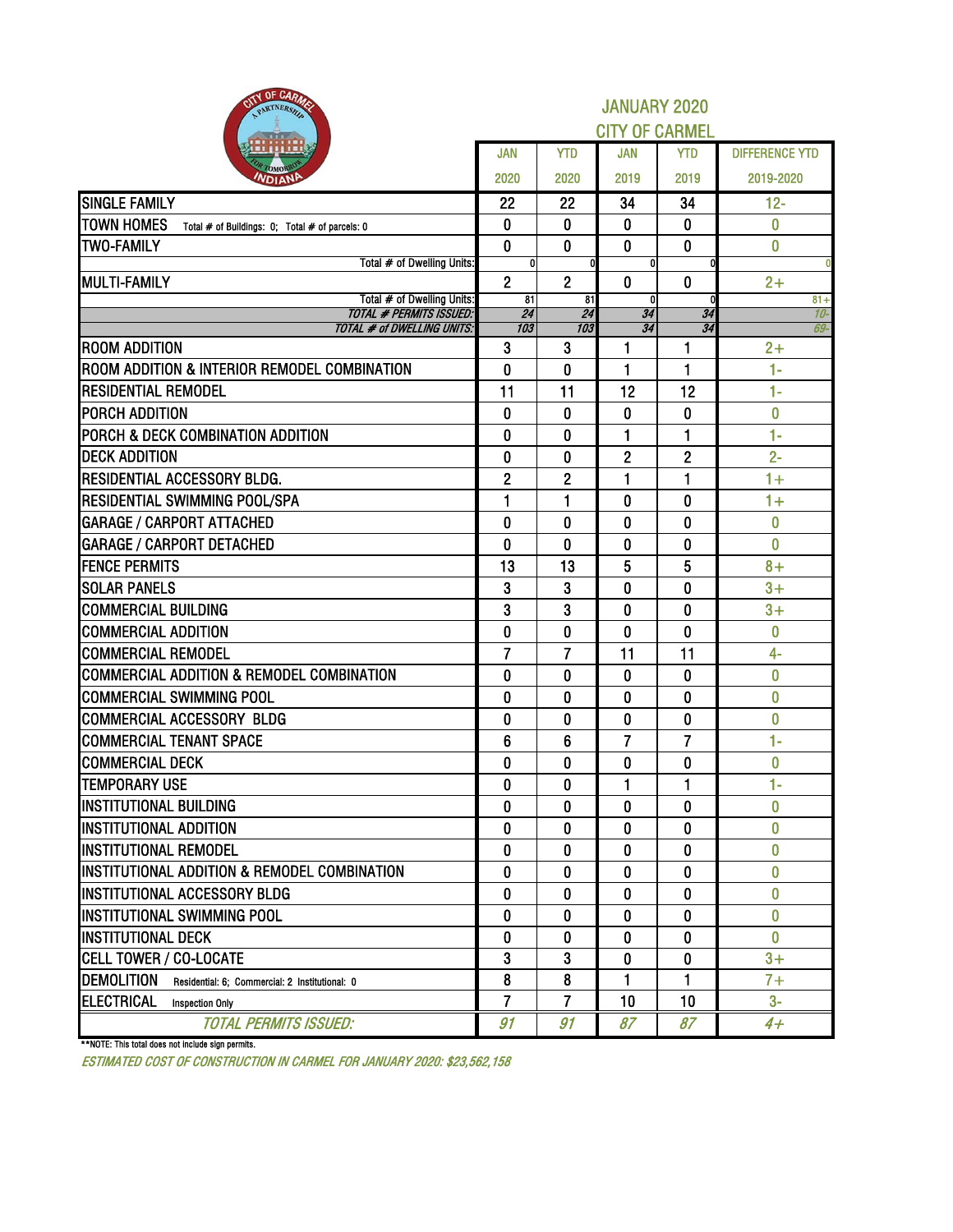# JANUARY 2020
## CITY OF CARMEL

| | JAN 2020 | YTD 2020 | JAN 2019 | YTD 2019 | DIFFERENCE YTD 2019-2020 |
|---|---|---|---|---|---|
| SINGLE FAMILY | 22 | 22 | 34 | 34 | 12- |
| TOWN HOMES Total # of Buildings: 0; Total # of parcels: 0 | 0 | 0 | 0 | 0 | 0 |
| TWO-FAMILY | 0 | 0 | 0 | 0 | 0 |
| Total # of Dwelling Units: | 0 | 0 | 0 | 0 | 0 |
| MULTI-FAMILY | 2 | 2 | 0 | 0 | 2+ |
| Total # of Dwelling Units: | 81 | 81 | 0 | 0 | 81+ |
| *TOTAL # PERMITS ISSUED:* | *24* | *24* | *34* | *34* | *10-* |
| *TOTAL # of DWELLING UNITS:* | *103* | *103* | *34* | *34* | *69-* |
| ROOM ADDITION | 3 | 3 | 1 | 1 | 2+ |
| ROOM ADDITION & INTERIOR REMODEL COMBINATION | 0 | 0 | 1 | 1 | 1- |
| RESIDENTIAL REMODEL | 11 | 11 | 12 | 12 | 1- |
| PORCH ADDITION | 0 | 0 | 0 | 0 | 0 |
| PORCH & DECK COMBINATION ADDITION | 0 | 0 | 1 | 1 | 1- |
| DECK ADDITION | 0 | 0 | 2 | 2 | 2- |
| RESIDENTIAL ACCESSORY BLDG. | 2 | 2 | 1 | 1 | 1+ |
| RESIDENTIAL SWIMMING POOL/SPA | 1 | 1 | 0 | 0 | 1+ |
| GARAGE / CARPORT ATTACHED | 0 | 0 | 0 | 0 | 0 |
| GARAGE / CARPORT DETACHED | 0 | 0 | 0 | 0 | 0 |
| FENCE PERMITS | 13 | 13 | 5 | 5 | 8+ |
| SOLAR PANELS | 3 | 3 | 0 | 0 | 3+ |
| COMMERCIAL BUILDING | 3 | 3 | 0 | 0 | 3+ |
| COMMERCIAL ADDITION | 0 | 0 | 0 | 0 | 0 |
| COMMERCIAL REMODEL | 7 | 7 | 11 | 11 | 4- |
| COMMERCIAL ADDITION & REMODEL COMBINATION | 0 | 0 | 0 | 0 | 0 |
| COMMERCIAL SWIMMING POOL | 0 | 0 | 0 | 0 | 0 |
| COMMERCIAL ACCESSORY BLDG | 0 | 0 | 0 | 0 | 0 |
| COMMERCIAL TENANT SPACE | 6 | 6 | 7 | 7 | 1- |
| COMMERCIAL DECK | 0 | 0 | 0 | 0 | 0 |
| TEMPORARY USE | 0 | 0 | 1 | 1 | 1- |
| INSTITUTIONAL BUILDING | 0 | 0 | 0 | 0 | 0 |
| INSTITUTIONAL ADDITION | 0 | 0 | 0 | 0 | 0 |
| INSTITUTIONAL REMODEL | 0 | 0 | 0 | 0 | 0 |
| INSTITUTIONAL ADDITION & REMODEL COMBINATION | 0 | 0 | 0 | 0 | 0 |
| INSTITUTIONAL ACCESSORY BLDG | 0 | 0 | 0 | 0 | 0 |
| INSTITUTIONAL SWIMMING POOL | 0 | 0 | 0 | 0 | 0 |
| INSTITUTIONAL DECK | 0 | 0 | 0 | 0 | 0 |
| CELL TOWER / CO-LOCATE | 3 | 3 | 0 | 0 | 3+ |
| DEMOLITION Residential: 6; Commercial: 2 Institutional: 0 | 8 | 8 | 1 | 1 | 7+ |
| ELECTRICAL Inspection Only | 7 | 7 | 10 | 10 | 3- |
| *TOTAL PERMITS ISSUED:* | *91* | *91* | *87* | *87* | *4+* |

**NOTE: This total does not include sign permits.

*ESTIMATED COST OF CONSTRUCTION IN CARMEL FOR JANUARY 2020: $23,562,158*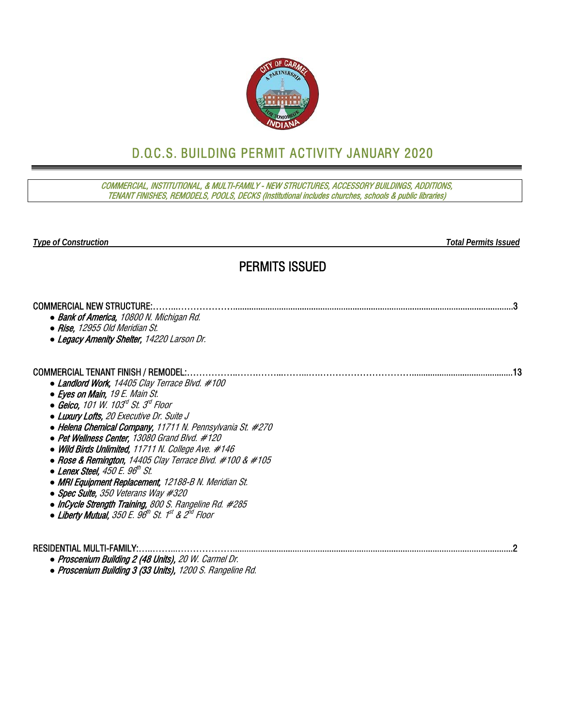# D.O.C.S. BUILDING PERMIT ACTIVITY JANUARY 2020

*COMMERCIAL, INSTITUTIONAL, & MULTI-FAMILY - NEW STRUCTURES, ACCESSORY BUILDINGS, ADDITIONS, TENANT FINISHES, REMODELS, POOLS, DECKS (Institutional includes churches, schools & public libraries)*

| ***Type of Construction*** | ***Total Permits Issued*** |
|---|---|

## PERMITS ISSUED

COMMERCIAL NEW STRUCTURE:……...………………......................................................................................................................3

- ***Bank of America,*** *10800 N. Michigan Rd.*
- ***Rise,*** *12955 Old Meridian St.*
- ***Legacy Amenity Shelter,*** *14220 Larson Dr.*

COMMERCIAL TENANT FINISH / REMODEL:……………..……..……...……...….……………………………............................................13

- ***Landlord Work,*** *14405 Clay Terrace Blvd. #100*
- ***Eyes on Main,*** *19 E. Main St.*
- ***Geico,*** *101 W. 103rd St. 3rd Floor*
- ***Luxury Lofts,*** *20 Executive Dr. Suite J*
- ***Helena Chemical Company,*** *11711 N. Pennsylvania St. #270*
- ***Pet Wellness Center,*** *13080 Grand Blvd. #120*
- ***Wild Birds Unlimited,*** *11711 N. College Ave. #146*
- ***Rose & Remington,*** *14405 Clay Terrace Blvd. #100 & #105*
- ***Lenex Steel,*** *450 E. 96th St.*
- ***MRI Equipment Replacement,*** *12188-B N. Meridian St.*
- ***Spec Suite,*** *350 Veterans Way #320*
- ***InCycle Strength Training,*** *800 S. Rangeline Rd. #285*
- ***Liberty Mutual,*** *350 E. 96th St. 1st & 2nd Floor*

RESIDENTIAL MULTI-FAMILY:…..……...……………….......................................................................................................................2

- ***Proscenium Building 2 (48 Units),*** *20 W. Carmel Dr.*
- ***Proscenium Building 3 (33 Units),*** *1200 S. Rangeline Rd.*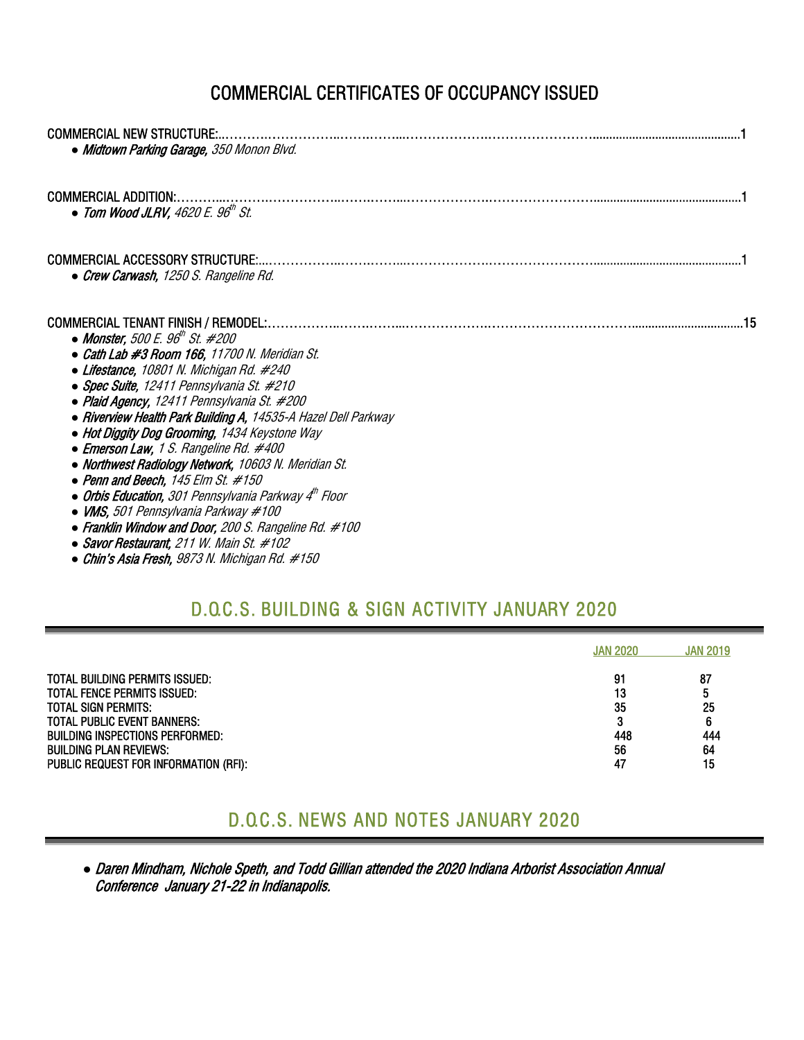# COMMERCIAL CERTIFICATES OF OCCUPANCY ISSUED

COMMERCIAL NEW STRUCTURE: 1

- ***Midtown Parking Garage,*** *350 Monon Blvd.*

COMMERCIAL ADDITION: 1

- ***Tom Wood JLRV,*** *4620 E. 96th St.*

COMMERCIAL ACCESSORY STRUCTURE: 1

- ***Crew Carwash,*** *1250 S. Rangeline Rd.*

COMMERCIAL TENANT FINISH / REMODEL: 15

- ***Monster,*** *500 E. 96th St. #200*
- ***Cath Lab #3 Room 166,*** *11700 N. Meridian St.*
- ***Lifestance,*** *10801 N. Michigan Rd. #240*
- ***Spec Suite,*** *12411 Pennsylvania St. #210*
- ***Plaid Agency,*** *12411 Pennsylvania St. #200*
- ***Riverview Health Park Building A,*** *14535-A Hazel Dell Parkway*
- ***Hot Diggity Dog Grooming,*** *1434 Keystone Way*
- ***Emerson Law,*** *1 S. Rangeline Rd. #400*
- ***Northwest Radiology Network,*** *10603 N. Meridian St.*
- ***Penn and Beech,*** *145 Elm St. #150*
- ***Orbis Education,*** *301 Pennsylvania Parkway 4th Floor*
- ***VMS,*** *501 Pennsylvania Parkway #100*
- ***Franklin Window and Door,*** *200 S. Rangeline Rd. #100*
- ***Savor Restaurant,*** *211 W. Main St. #102*
- ***Chin's Asia Fresh,*** *9873 N. Michigan Rd. #150*

## D.O.C.S. BUILDING & SIGN ACTIVITY JANUARY 2020

| | JAN 2020 | JAN 2019 |
|---|---|---|
| TOTAL BUILDING PERMITS ISSUED: | 91 | 87 |
| TOTAL FENCE PERMITS ISSUED: | 13 | 5 |
| TOTAL SIGN PERMITS: | 35 | 25 |
| TOTAL PUBLIC EVENT BANNERS: | 3 | 6 |
| BUILDING INSPECTIONS PERFORMED: | 448 | 444 |
| BUILDING PLAN REVIEWS: | 56 | 64 |
| PUBLIC REQUEST FOR INFORMATION (RFI): | 47 | 15 |

## D.O.C.S. NEWS AND NOTES JANUARY 2020

- *Daren Mindham, Nichole Speth, and Todd Gillian attended the 2020 Indiana Arborist Association Annual Conference January 21-22 in Indianapolis.*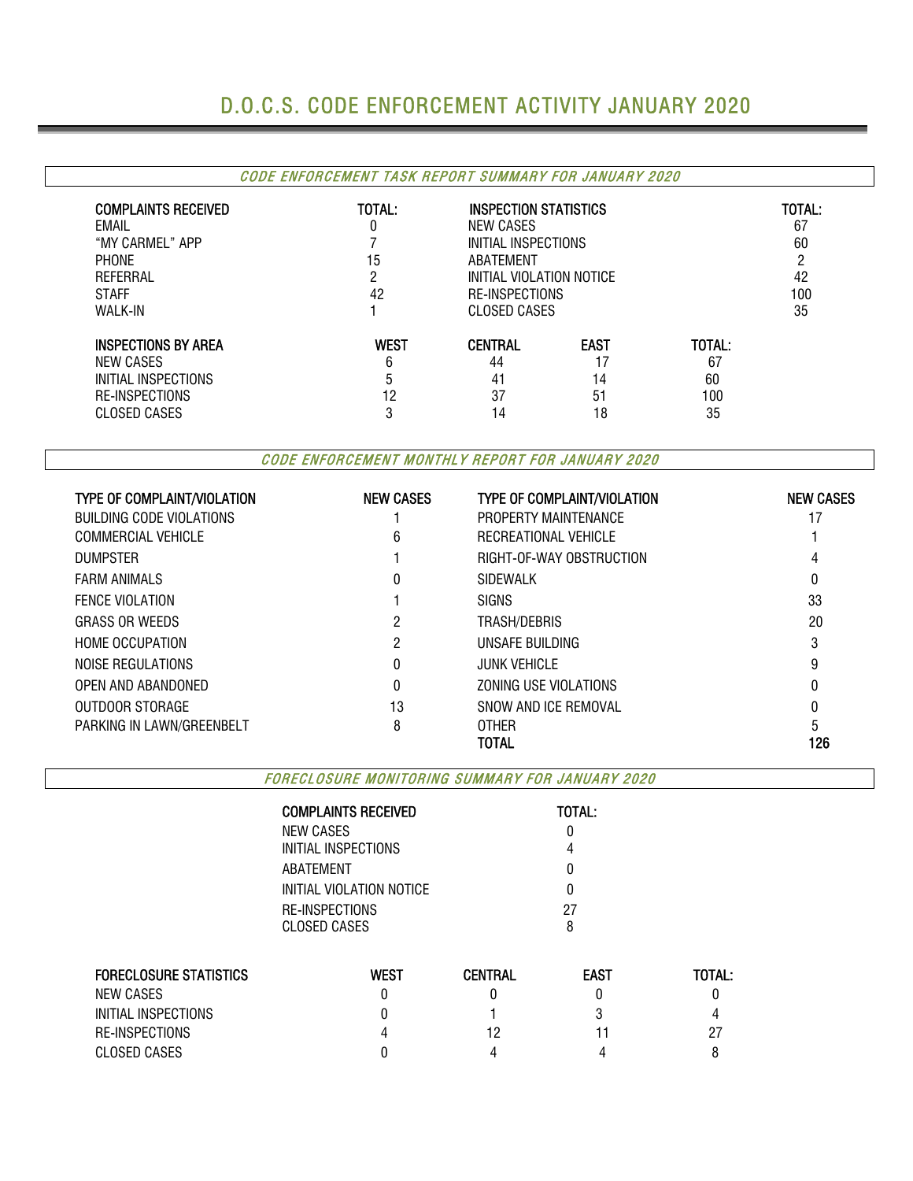# D.O.C.S. CODE ENFORCEMENT ACTIVITY JANUARY 2020

## *CODE ENFORCEMENT TASK REPORT SUMMARY FOR JANUARY 2020*

| COMPLAINTS RECEIVED | TOTAL: | INSPECTION STATISTICS | TOTAL: |
|---|---|---|---|
| EMAIL | 0 | NEW CASES | 67 |
| "MY CARMEL" APP | 7 | INITIAL INSPECTIONS | 60 |
| PHONE | 15 | ABATEMENT | 2 |
| REFERRAL | 2 | INITIAL VIOLATION NOTICE | 42 |
| STAFF | 42 | RE-INSPECTIONS | 100 |
| WALK-IN | 1 | CLOSED CASES | 35 |

| INSPECTIONS BY AREA | WEST | CENTRAL | EAST | TOTAL: |
|---|---|---|---|---|
| NEW CASES | 6 | 44 | 17 | 67 |
| INITIAL INSPECTIONS | 5 | 41 | 14 | 60 |
| RE-INSPECTIONS | 12 | 37 | 51 | 100 |
| CLOSED CASES | 3 | 14 | 18 | 35 |

## *CODE ENFORCEMENT MONTHLY REPORT FOR JANUARY 2020*

| TYPE OF COMPLAINT/VIOLATION | NEW CASES | TYPE OF COMPLAINT/VIOLATION | NEW CASES |
|---|---|---|---|
| BUILDING CODE VIOLATIONS | 1 | PROPERTY MAINTENANCE | 17 |
| COMMERCIAL VEHICLE | 6 | RECREATIONAL VEHICLE | 1 |
| DUMPSTER | 1 | RIGHT-OF-WAY OBSTRUCTION | 4 |
| FARM ANIMALS | 0 | SIDEWALK | 0 |
| FENCE VIOLATION | 1 | SIGNS | 33 |
| GRASS OR WEEDS | 2 | TRASH/DEBRIS | 20 |
| HOME OCCUPATION | 2 | UNSAFE BUILDING | 3 |
| NOISE REGULATIONS | 0 | JUNK VEHICLE | 9 |
| OPEN AND ABANDONED | 0 | ZONING USE VIOLATIONS | 0 |
| OUTDOOR STORAGE | 13 | SNOW AND ICE REMOVAL | 0 |
| PARKING IN LAWN/GREENBELT | 8 | OTHER | 5 |
| | | **TOTAL** | **126** |

## *FORECLOSURE MONITORING SUMMARY FOR JANUARY 2020*

| COMPLAINTS RECEIVED | TOTAL: |
|---|---|
| NEW CASES | 0 |
| INITIAL INSPECTIONS | 4 |
| ABATEMENT | 0 |
| INITIAL VIOLATION NOTICE | 0 |
| RE-INSPECTIONS | 27 |
| CLOSED CASES | 8 |

| FORECLOSURE STATISTICS | WEST | CENTRAL | EAST | TOTAL: |
|---|---|---|---|---|
| NEW CASES | 0 | 0 | 0 | 0 |
| INITIAL INSPECTIONS | 0 | 1 | 3 | 4 |
| RE-INSPECTIONS | 4 | 12 | 11 | 27 |
| CLOSED CASES | 0 | 4 | 4 | 8 |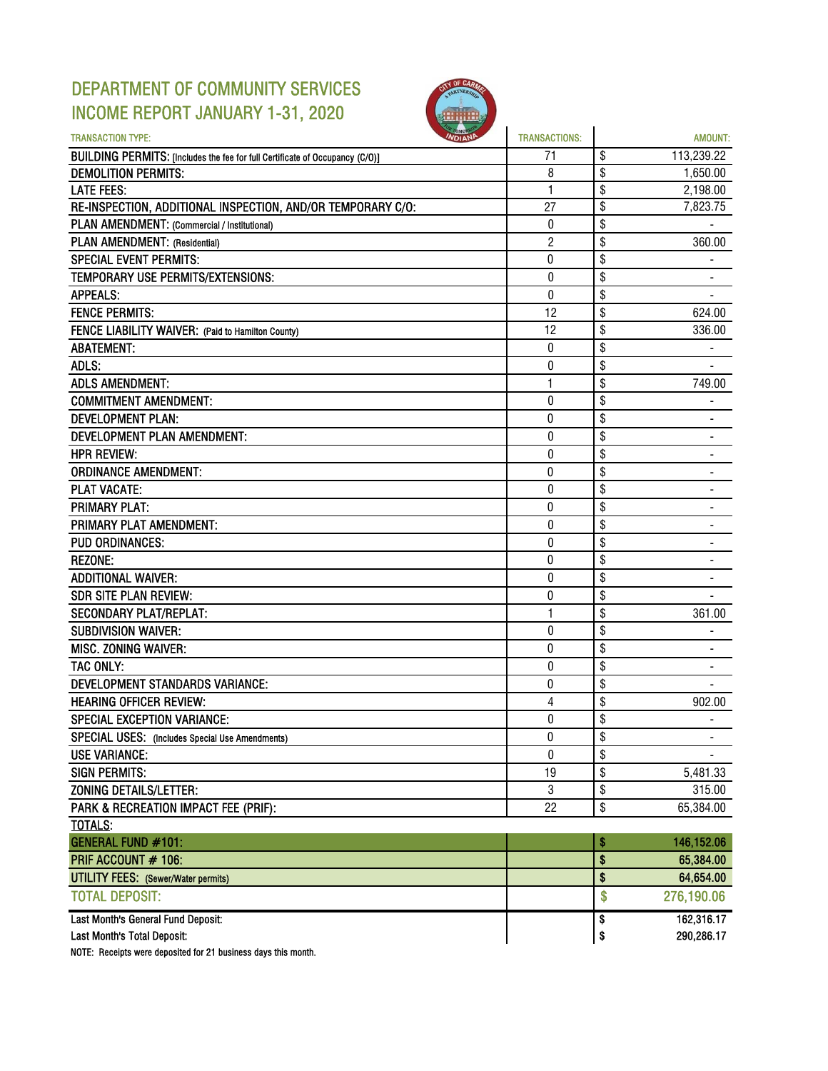# DEPARTMENT OF COMMUNITY SERVICES
## INCOME REPORT JANUARY 1-31, 2020

| TRANSACTION TYPE: | TRANSACTIONS: | AMOUNT: |
|---|---|---|
| BUILDING PERMITS: [Includes the fee for full Certificate of Occupancy (C/O)] | 71 | $ 113,239.22 |
| DEMOLITION PERMITS: | 8 | $ 1,650.00 |
| LATE FEES: | 1 | $ 2,198.00 |
| RE-INSPECTION, ADDITIONAL INSPECTION, AND/OR TEMPORARY C/O: | 27 | $ 7,823.75 |
| PLAN AMENDMENT: (Commercial / Institutional) | 0 | $ - |
| PLAN AMENDMENT: (Residential) | 2 | $ 360.00 |
| SPECIAL EVENT PERMITS: | 0 | $ - |
| TEMPORARY USE PERMITS/EXTENSIONS: | 0 | $ - |
| APPEALS: | 0 | $ - |
| FENCE PERMITS: | 12 | $ 624.00 |
| FENCE LIABILITY WAIVER: (Paid to Hamilton County) | 12 | $ 336.00 |
| ABATEMENT: | 0 | $ - |
| ADLS: | 0 | $ - |
| ADLS AMENDMENT: | 1 | $ 749.00 |
| COMMITMENT AMENDMENT: | 0 | $ - |
| DEVELOPMENT PLAN: | 0 | $ - |
| DEVELOPMENT PLAN AMENDMENT: | 0 | $ - |
| HPR REVIEW: | 0 | $ - |
| ORDINANCE AMENDMENT: | 0 | $ - |
| PLAT VACATE: | 0 | $ - |
| PRIMARY PLAT: | 0 | $ - |
| PRIMARY PLAT AMENDMENT: | 0 | $ - |
| PUD ORDINANCES: | 0 | $ - |
| REZONE: | 0 | $ - |
| ADDITIONAL WAIVER: | 0 | $ - |
| SDR SITE PLAN REVIEW: | 0 | $ - |
| SECONDARY PLAT/REPLAT: | 1 | $ 361.00 |
| SUBDIVISION WAIVER: | 0 | $ - |
| MISC. ZONING WAIVER: | 0 | $ - |
| TAC ONLY: | 0 | $ - |
| DEVELOPMENT STANDARDS VARIANCE: | 0 | $ - |
| HEARING OFFICER REVIEW: | 4 | $ 902.00 |
| SPECIAL EXCEPTION VARIANCE: | 0 | $ - |
| SPECIAL USES: (Includes Special Use Amendments) | 0 | $ - |
| USE VARIANCE: | 0 | $ - |
| SIGN PERMITS: | 19 | $ 5,481.33 |
| ZONING DETAILS/LETTER: | 3 | $ 315.00 |
| PARK & RECREATION IMPACT FEE (PRIF): | 22 | $ 65,384.00 |
| TOTALS: | | |
| GENERAL FUND #101: | | $ 146,152.06 |
| PRIF ACCOUNT # 106: | | $ 65,384.00 |
| UTILITY FEES: (Sewer/Water permits) | | $ 64,654.00 |
| TOTAL DEPOSIT: | | $ 276,190.06 |
| Last Month's General Fund Deposit: | | $ 162,316.17 |
| Last Month's Total Deposit: | | $ 290,286.17 |

NOTE: Receipts were deposited for 21 business days this month.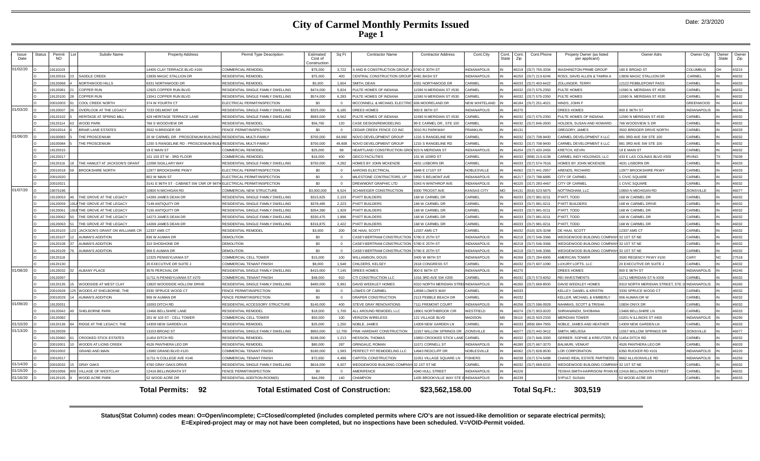# City of Carmel Monthly Permits Issued

## Page 1

Date: 2/3/2020

| Issue Date | Status | Permit NO | Lot | Subdiv Name | Property Address | Permit Type Description | Estimated Cost of Construction | Sq Ft | Contractor Name | Contractor Address | Cont.City | Cont. State | Cont. Zip | Cont.Phone | Propety Owner (as listed per applicant) | Owner Adrs | Owner City | Owner State | Owner Zip |
|---|---|---|---|---|---|---|---|---|---|---|---|---|---|---|---|---|---|---|---|
| 01/02/20 | O | 19110103 | | | 14405 CLAY TERRACE BLVD #100 | COMMERCIAL REMODEL | $75,000 | 3,722 | S AND B CONSTRUCTION GROUP, L | 8740 E 30TH ST | INDIANAPOLIS | IN | 46219 | (317) 755-3334 | WASHINGTON PRIME GROUP | 180 E BROAD ST | COLUMBUS | OH | 43215 |
| | O | 19120016 | 23 | SADDLE CREEK | 13836 MAGIC STALLION DR | RESIDENTIAL REMODEL | $75,000 | 400 | CENTRAL CONSTRUCTION GROUP | 8481 BASH ST | INDIANAPOLIS | IN | 46250 | (317) 213-6246 | ROSS, DAVID ALLEN & TAMRA A | 13836 MAGIC STALLION DR | .CARMEL | IN | 46032 |
| | O | 19120068 | 4 | NORTHWOOD HILLS | 6331 NORTHWOOD DR | RESIDENTIAL REMODEL | $5,000 | 1,654 | SMITH, DEAN | 6331 NORTHWOOD DR | CARMEL | IN | 46033 | (317) 403-6422 | ZOLLINGER, TERRY | 12122 PEBBLEPOINT PASS | CARMEL | IN | 46033 |
| | O | 19120081 | 21 | COPPER RUN | 12925 COPPER RUN BLVD | RESIDENTIAL SINGLE FAMILY DWELLING | $474,000 | 5,824 | PULTE HOMES OF INDIANA | 11590 N MERIDIAN ST #530 | CARMEL | IN | 46032 | (317) 575-2350 | PULTE HOMES | 11590 N. MERIDIAN ST #530 | CARMEL | IN | 46032 |
| | O | 19120100 | 28 | COPPER RUN | 13041 COPPER RUN BLVD | RESIDENTIAL SINGLE FAMILY DWELLING | $574,000 | 6,283 | PULTE HOMES OF INDIANA | 11590 N MERIDIAN ST #530 | CARMEL | IN | 46032 | (317) 575-2350 | PULTE HOMES | 11590 N. MERIDIAN ST #530 | CARMEL | IN | 46032 |
| | O | 20010003 | 91 | COOL CREEK NORTH | 374 W FOURTH CT | ELECTRICAL PERMIT/INSPECTION | $0 | 0 | MCCONNELL & MICHAEL ELECTRIC | 606 MOORELAND DR | NEW WHITELAND | IN | 46184 | (317) 251-4021 | HINDS, JOHN F | | GREENWOOD | IN | 46142 |
| 01/03/20 | O | 19120007 | 26 | OVERLOOK AT THE LEGACY | 7233 DELMONT DR | RESIDENTIAL SINGLE FAMILY DWELLING | $325,000 | 6,185 | DREES HOMES | 900 E 96TH ST | INDIANAPOLIS | IN | 46270 | | DREES HOMES | 900 E 96TH ST | INDIANAPOLIS | IN | 46240 |
| | O | 19120102 | 5 | HERITAGE AT SPRING MILL | 429 HERITAGE TERRACE LANE | RESIDENTIAL SINGLE FAMILY DWELLING | $583,000 | 6,562 | PULTE HOMES OF INDIANA | 11590 N MERIDIAN ST #530 | CARMEL | IN | 46032 | (317) 575-2350 | PULTE HOMES OF INDIANA | 11590 N MERIDIAN ST #530 | CARMEL | IN | 46032 |
| | O | 19120114 | 63 | WOOD PARK | 766 S WOODVIEW DR | RESIDENTIAL REMODEL | $56,765 | 120 | CASE DESIGN/REMODELING | 99 E CARMEL DR., STE 100 | CARMEL | IN | 46032 | (317) 846-2600 | HOLDEN, SUSAN AND HOWARD | 766 WOODVIEW S DR | CARMEL | IN | 46032 |
| | C | 20010014 | 6 | BRIAR LANE ESTATES | 3502 N BRIDGER DR | FENCE PERMIT/INSPECTION | $0 | 0 | CEDAR CREEK FENCE CO INC | 3010 RJ PARKWAY | FRANKLIN | IN | 46131 | | GREGORY, JAMES | 3502 BRIDGER DRIVE NORTH | CARMEL | IN | 46033 |
| 01/06/20 | O | 19100083 | 5 | THE PROSCENIUM | 20 W CARMEL DR - PROSCENIUM BUILDING | RESIDENTIAL MULTI-FAMILY | $700,000 | 64,992 | NOVO DEVELOPMENT GROUP | 1215 S RANGELINE RD | CARMEL | IN | 46032 | (317) 708-9400 | CARMEL DEVELOPMENT II LLC | 881 3RD AVE SW STE 100 | CARMEL | IN | 46032 |
| | O | 19100084 | 5 | THE PROSCENIUM | 1200 S RANGELINE RD - PROSCENIUM BUIL | RESIDENTIAL MULTI-FAMILY | $700,000 | 49,608 | NOVO DEVELOPMENT GROUP | 1215 S RANGELINE RD | CARMEL | IN | 46032 | (317) 708-9400 | CARMEL DEVELOPMENT II LLC | 881 3RD AVE SW STE 100 | CARMEL | IN | 46032 |
| | O | 19120015 | | | 19 E MAIN ST | COMMERCIAL REMODEL | $25,000 | 88 | HEARTLAND CONSTRUCTION GRO | 923 N MERIDIAN ST | INDIANAPOLIS | IN | 46204 | (317) 420-2455 | KRETCH, KEVIN | 19 E MAIN ST | CARMEL | IN | 46032 |
| | O | 19120017 | | | 101 103 ST W - 3RD FLOOR | COMMERCIAL REMODEL | $16,000 | 400 | GEICO FACILITIES | 101 W 103RD ST | CARMEL | IN | 46032 | (858) 213-4138 | CARMEL INDY HOLDINGS, LLC | 433 E LAS COLINAS BLVD #300 | IRVING | TX | 75039 |
| | O | 19120116 | 18 | THE HAMLET AT JACKSON'S GRANT | 12098 SIGILLARY WAY | RESIDENTIAL SINGLE FAMILY DWELLING | $750,000 | 4,282 | HOMES BY JOHN MCKENZIE | 4631 LISBORN DR. | CARMEL | IN | 46033 | (317) 574-7616 | HOMES BY JOHN MCKENZIE | 4631 LISBORN DR. | CARMEL | IN | 46033 |
| | O | 20010018 | 59 | BROOKSHIRE NORTH | 12977 BROOKSHIRE PKWY | ELECTRICAL PERMIT/INSPECTION | $0 | 0 | AARONS ELECTRICAL | 6648 E 171ST ST | NOBLESVILLE | IN | 46062 | (317) 441-2957 | ARENDS, RICHARD | 12977 BROOKSHIRE PKWY | CARMEL | IN | 46033 |
| | O | 20010020 | | | 802 W MAIN ST | ELECTRICAL PERMIT/INSPECTION | $0 | 0 | MILESTONE CONTRACTORS, LP | 5950 S BELMONT AVE | INDIANAPOLIS | IN | 46217 | (317) 788-6885 | CITY OF CARMEL | 1 CIVIC SQUARE | CARMEL | IN | 46032 |
| | O | 20010021 | | | 3141 E 96TH ST - CABINET SW CNR OF 96TH | ELECTRICAL PERMIT/INSPECTION | $0 | 0 | DREWMONT GRAPHIC LTD | 5343 N WINTHROP AVE | INDIANAPOLIS | IN | 46220 | (317) 283-4467 | CITY OF CARMEL | 1 CIVIC SQUARE | CARMEL | IN | 46032 |
| 01/07/20 | O | 19070196 | | | 10800 N MICHIGAN RD | COMMERCIAL NEW STRUCTURE | $3,000,000 | 8,524 | SCHWEIGER CONSTRUCTION | 8300 TROOST AVE | KANSAS CITY | MO | 64131 | (816) 523-5875 | NOTTINGHAM, LLC | 10650 N MICHIGAN RD | ZIONSVILLE | IN | 46077 |
| | O | 19120053 | 46 | THE GROVE AT THE LEGACY | 14289 JAMES DEAN DR | RESIDENTIAL SINGLE FAMILY DWELLING | $315,825 | 2,103 | PYATT BUILDERS | 168 W CARMEL DR | CARMEL | IN | 46033 | (317) 981-0211 | PYATT, TODD | 168 W CARMEL DR | CARMEL | IN | 46032 |
| | O | 19120059 | 191A | THE GROVE AT THE LEGACY | 7149 ANTIQUITY DR | RESIDENTIAL SINGLE FAMILY DWELLING | $378,485 | 2,223 | PYATT BUILDERS | 168 W CARMEL DR | CARMEL | IN | 46033 | (317) 981-0211 | PYATT BUILDERS | 168 W CARMEL DRIVE | CARMEL | IN | 46032 |
| | O | 19120061 | 191B | THE GROVE AT THE LEGACY | 7155 ANTIQUITY DR | RESIDENTIAL SINGLE FAMILY DWELLING | $354,390 | 1,929 | PYATT BUILDERS | 168 W CARMEL DR | CARMEL | IN | 46033 | (317) 981-0211 | PYATT, TODD | 168 W CARMEL DR | CARMEL | IN | 46032 |
| | O | 19120062 | 50 | THE GROVE AT THE LEGACY | 14273 JAMES DEAN DR | RESIDENTIAL SINGLE FAMILY DWELLING | $330,475 | 1,896 | PYATT BUILDERS | 168 W CARMEL DR | CARMEL | IN | 46033 | (317) 981-0211 | PYATT, TODD | 168 W CARMEL DR | CARMEL | IN | 46032 |
| | O | 19120063 | 51 | THE GROVE AT THE LEGACY | 14269 JAMES DEAN DR | RESIDENTIAL SINGLE FAMILY DWELLING | $316,875 | 2,422 | PYATT BUILDERS | 168 W CARMEL DR | CARMEL | IN | 46033 | (317) 981-0211 | PYATT, TODD | 168 W CARMEL DR | CARMEL | IN | 46032 |
| | O | 19120103 | 123 | JACKSON'S GRANT ON WILLIAMS CR | 12337 AMS CT | RESIDENTIAL REMODEL | $3,000 | 200 | DE HAAI, SCOTT | 12337 AMS CT | CARMEL | IN | 46032 | (510) 325-3248 | DE HAAI, SCOTT | 12337 AMS CT | CARMEL | IN | 46032 |
| | O | 19120107 | 12 | AUMAN'S ADDITION | 836 W AUMAN DR | DEMOLITION | $0 | 0 | CASEY-BERTRAM CONSTRUCTION | 5780 E 25TH ST | INDIANAPOLIS | IN | 46218 | (317) 546-3366 | WEDGEWOOD BUILDING COMPANY | 32 1ST ST NE | CARMEL | IN | 46032 |
| | O | 19120108 | 37 | AUMAN'S ADDITION | 310 SHOSHONE DR | DEMOLITION | $0 | 0 | CASEY-BERTRAM CONSTRUCTION | 5780 E 25TH ST | INDIANAPOLIS | IN | 46218 | (317) 546-3366 | WEDGEWOOD BUILDING COMPANY | 32 1ST ST NE | CARMEL | IN | 46032 |
| | O | 19120109 | 76 | AUMAN'S ADDITION | 906 E AUMAN DR | DEMOLITION | $0 | 0 | CASEY-BERTRAM CONSTRUCTION | 5780 E 25TH ST | INDIANAPOLIS | IN | 46218 | (317) 546-3366 | WEDGEWOOD BUILDING COMPANY | 32 1ST ST NE | CARMEL | IN | 46032 |
| | O | 19120118 | | | 12325 PENNSYLVANIA ST | COMMERCIAL CELL TOWER | $15,000 | 100 | WILLIAMSON, DOUG | 3405 W 96TH ST | INDIANAPOLIS | IN | 46268 | (317) 294-6905 | AMERICAN TOWER | 3500 REGENCY PKWY #100 | CARY | NC | 27518 |
| | O | 19120130 | | | 20 EXECUTIVE DR SUITE J | COMMERCIAL TENANT FINISH | $8,000 | 1,548 | CHILDERS, KELSEY | 2618 CONGRESS ST | CARMEL | IN | 46032 | (317) 607-1090 | LUXURY LOFTS, LLC | 20 EXECUTIVE DR SUITE J | CARMEL | IN | 46032 |
| 01/08/20 | O | 19120032 | 32 | ALBANY PLACE | 3576 PERCIVAL DR | RESIDENTIAL SINGLE FAMILY DWELLING | $410,000 | 7,145 | DREES HOMES | 900 E 96TH ST | INDIANAPOLIS | IN | 46270 | | DREES HOMES | 900 E 96TH ST | INDIANAPOLIS | IN | 46240 |
| | O | 19120097 | | | 11711 N PENNSYLVANIA ST #270 | COMMERCIAL TENANT FINISH | $48,000 | 910 | CTI CONSTRUCTION LLC | 1016 3RD AVE SW #200 | CARMEL | IN | 46032 | (317) 573-6052 | REI INVESTMENTS | 11711 MERIDIAN ST N #200 | CARMEL | IN | 46032 |
| | O | 19120135 | 15 | WOODSIDE AT WEST CLAY | 13820 WOODSIDE HOLLOW DRIVE | RESIDENTIAL SINGLE FAMILY DWELLING | $490,000 | 5,991 | DAVID WEEKLEY HOMES | 9310 NORTH MERIDIAN STREE | INDIANAPOLIS | IN | 46260 | (317) 669-8500 | DAVID WEEKLEY HOMES | 9310 NORTH MERIDIAN STREET, STE 1 | INDIANAPOLIS | IN | 46260 |
| | O | 20010028 | 125 | WOODS AT SHELBORNE, THE | 3330 SPRUCE WOOD CT | FENCE PERMIT/INSPECTION | $0 | 0 | LOWES OF CARMEL | 14598 LOWES WAY | CARMEL | IN | 46033 | | KELLEY, DANIEL & KRISTIN | 3330 SPRUCE WOOD CT | CARMEL | IN | 46032 |
| | O | 20010029 | 14 | AUMAN'S ADDITION | 906 W AUMAN DR | FENCE PERMIT/INSPECTION | $0 | 0 | DRAPER CONSTRUCTION | 2113 PEBBLE BEACH DR | CARMEL | IN | 46032 | | KELLER, MICHAEL & KIMBERLY | 906 AUMAN DR W | CARMEL | IN | 46032 |
| 01/09/20 | O | 19120031 | | | 10093 DITCH RD | RESIDENTIAL ACCESSORY STRUCTURE | $140,000 | 400 | STEVE GRAY RENOVATIONS | 7111 FREMONT COURT | INDIANAPOLIS | IN | 46256 | (317) 596-0928 | NAHMIAS, SCOTT & TRISHA | 10834 ONYX DR | CARMEL | IN | 46032 |
| | O | 19120042 | 49 | SHELBORNE PARK | 13466 BELLSHIRE LANE | RESIDENTIAL REMODEL | $18,000 | 1,700 | ALL AROUND REMODEL LLC | 18901 NORTHBROOK CIR | WESTFIELD | IN | 46074 | (317) 903-0020 | SHRIANANDH, SHOBANA | 13466 BELLSHIRE LN | CARMEL | IN | 46033 |
| | O | 19120082 | | | 201 W 103 ST - CELL TOWER | COMMERCIAL CELL TOWER | $50,000 | 100 | VERIZON WIRELESS | 121 VILLAGE BLVD | MADISON | MS | 39110 | (813) 503-2333 | MERIDIAN TOWER | 10201 N ILLINOIS ST #400 | INDIANAPOLIS | IN | 46290 |
| 01/10/20 | O | 19120136 | 84 | RIDGE AT THE LEGACY, THE | 14309 NEW GARDEN LN | RESIDENTIAL REMODEL | $25,000 | 1,250 | NOBLE, JAMES | 14309 NEW GARDEN LN | CARMEL | IN | 46033 | (859) 684-7955 | NOBLE, JAMES AND HEATHER | 14309 NEW GARDEN LN | CARMEL | IN | 46033 |
| 01/13/20 | O | 19120039 | | | 13153 BROAD ST | RESIDENTIAL SINGLE FAMILY DWELLING | $950,000 | 12,700 | PINK HARDHAT CONSTRUCTION | 11557 WILLOW SPRINGS DR | ZIONSVILLE | IN | 46077 | (317) 442-3412 | SMITH, MELISSA | 11557 WILLOW SPRINGS DR | ZIONSVILLE | IN | 46077 |
| | O | 19120060 | 61 | CROOKED STICK ESTATES | 11454 DITCH RD | RESIDENTIAL REMODEL | $198,000 | 1,213 | HESSION, THOMAS | 10850 CROOKED STICK LANE | CARMEL | IN | 46032 | (317) 846-3393 | GERBER, SOPHIE & KREUTZER, EV | 11454 DITCH RD | CARMEL | IN | 46032 |
| | O | 20010001 | 10 | WOODS AT LIONS CREEK | 4526 PANTHERA LEO DR | RESIDENTIAL REMODEL | $80,000 | 287 | GRINGAUZ, ROMAN | 11071 CORNELL ST | INDIANAPOLIS | IN | 46280 | (317) 667-3270 | BALMURI, VENKAT | 4526 PANTHERA LEO DR | CARMEL | IN | 46033 |
| | O | 20010002 | | GRAND AND MAIN | 13080 GRAND BLVD #120 | COMMERCIAL TENANT FINISH | $180,000 | 1,583 | PERFECT FIT REMODELING LLC | 14943 REDCLIFF DR | NOBLESVILLE | IN | 46062 | (317) 828-9530 | LOR CORPORATION | 6350 RUCKER RD #101 | INDIANAPOLIS | IN | 46220 |
| | O | 20010017 | | | 11711 N COLLEGE AVE #146 | COMMERCIAL TENANT FINISH | $72,650 | 4,496 | CAPITOL CONSTRUCTION | 11051 VILLAGE SQUARE LN | FISHERS | IN | 46038 | (317) 574-5488 | CHANO REAL ESTATE PARTNERS | 9662 ALLISONVILLE RD | INDIANAPOLIS | IN | 46250 |
| 01/14/20 | O | 20010032 | 15 | GRAY OAKS | 4760 GRAY OAKS DRIVE | RESIDENTIAL SINGLE FAMILY DWELLING | $616,000 | 6,007 | WEDGEWOOD BUILDING COMPANY | 32 1ST ST NE | CARMEL | IN | 46032 | (317) 669-6315 | WEDGEWOOD BUILDING COMPANY | 32 1ST ST NE | CARMEL | IN | 46032 |
| 01/15/20 | O | 20010056 | 800 | VILLAGE OF WESTCLAY | 12416 BELLINGRATH ST | FENCE PERMIT/INSPECTION | $0 | 0 | AMERIFENCE | 4340 HULL STREET | INDIANAPOLIS | IN | 46226 | | TEISHA SMITH-HARRISON/ RYAN KE | 12416 BELLINGRATH STREET | CARMEL | IN | 46032 |
| 01/16/20 | O | 19120105 | 9 | WOOD ACRE PARK | 52 WOOD ACRE DR | RESIDENTIAL ADDITION-ROOM(S) | $44,299 | 140 | CHAMPION | 1435 BROOKVILLE WAY STE E | INDIANAPOLIS | IN | 46239 | | SYPULT, SUSAN | 52 WOOD ACRE DR | CARMEL | IN | 46033 |

**Total Permits: 92** **Total Estimated Cost of Construction: $23,562,158.00** **Total Sq.Ft.: 303,519**

**Status(Stat Column) codes mean: O=Open/incomplete; C=Closed/completed (includes completed permits where C/O's are not issued-like demolition or separate electrical permits); E=Expired-project may or may not have been completed, but no inspections have been scheduled. V=VOID-Permit voided.**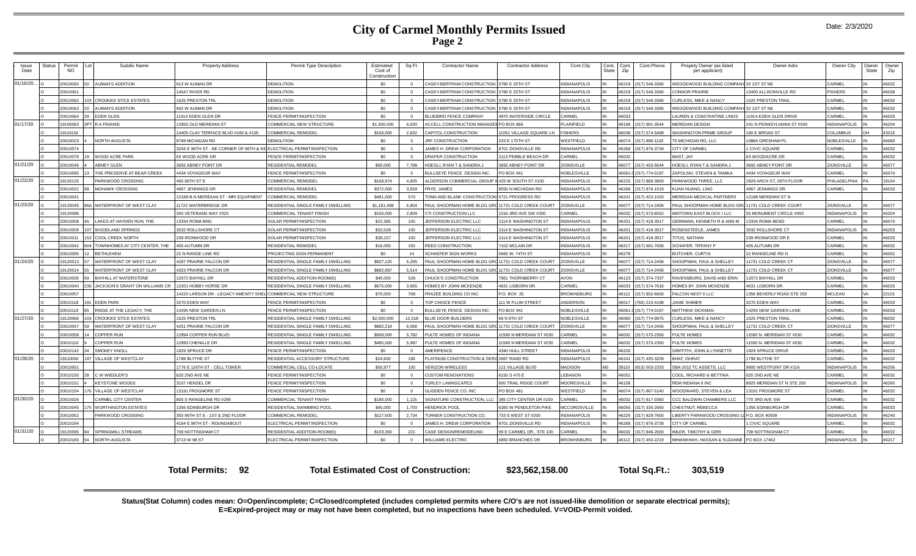# City of Carmel Monthly Permits Issued

## Page 2

Date: 2/3/2020

| Issue Date | Status | Permit NO | Lot | Subdiv Name | Property Address | Permit Type Description | Estimated Cost of Construction | Sq Ft | Contractor Name | Contractor Address | Cont.City | Cont. State | Cont. Zip | Cont.Phone | Propety Owner (as listed per applicant) | Owner Adrs | Owner City | Owner State | Owner Zip |
|---|---|---|---|---|---|---|---|---|---|---|---|---|---|---|---|---|---|---|---|
| 01/16/20... | O | 20010060 | 50 | AUMAN'S ADDITION | 913 W AUMAN DR | DEMOLITION | $0 | 0 | CASEY-BERTRAM CONSTRUCTION | 5780 E 25TH ST | INDIANAPOLIS | IN | 46218 | (317) 546-3366 | WEDGEWOOD BUILDING COMPANY | 32 1ST ST NE | CARMEL | IN | 46032 |
| | O | 20010061 | | | 14547 RIVER RD | DEMOLITION | $0 | 0 | CASEY-BERTRAM CONSTRUCTION | 5780 E 25TH ST | INDIANAPOLIS | IN | 46218 | (317) 546-3366 | CONNOR PRAIRIE | 13400 ALLISONVILLE RD | FISHERS | IN | 46038 |
| | O | 20010062 | 103 | CROOKED STICK ESTATES | 1525 PRESTON TRL | DEMOLITION | $0 | 0 | CASEY-BERTRAM CONSTRUCTION | 5780 E 25TH ST | INDIANAPOLIS | IN | 46218 | (317) 546-3366 | CURLESS, MIKE & NANCY | 1525 PRESTON TRAIL | CARMEL | IN | 46032 |
| | O | 20010063 | 20 | AUMAN'S ADDITION | 942 W AUMAN DR | DEMOLITION | $0 | 0 | CASEY-BERTRAM CONSTRUCTION | 5780 E 25TH ST | INDIANAPOLIS | IN | 46218 | (317) 546-3366 | WEDGEWOOD BUILDING COMPANY | 32 1ST ST NE | CARMEL | IN | 46032 |
| | O | 20010064 | 39 | EDEN GLEN | 11914 EDEN GLEN DR | FENCE PERMIT/INSPECTION | $0 | 0 | BLUEBIRD FENCE COMPANY | 4970 WATERSIDE CIRCLE | CARMEL | IN | 46033 | | LAUREN & CONSTANTINE LINOS | 11914 EDEN GLEN DRIVE | CARMEL | IN | 46033 |
| 01/17/20 | O | 19100063 | 3PT | R A FRANKE | 12955 OLD MERIDIAN ST | COMMERCIAL NEW STRUCTURE | $1,500,000 | 6,000 | ACCELL CONSTRUCTION MANAGEN | PO BOX 866 | PLAINFIELD | IN | 46168 | (317) 991-3544 | MERIDIAN DESIGN | 241 N PENNSYLVANIA ST #300 | INDIANAPOLIS | IN | 46204 |
| | O | 19110116 | | | 14405 CLAY TERRACE BLVD #100 & #105 | COMMERCIAL REMODEL | $150,000 | 2,832 | CAPITOL CONSTRUCTION | 11051 VILLAGE SQUARE LN | FISHERS | IN | 46038 | (317) 574-5488 | WASHINGTON PRIME GROUP | 180 E BROAD ST | COLUMBUS | OH | 43215 |
| | O | 20010023 | 4 | NORTH AUGUSTA | 9799 MICHIGAN RD | DEMOLITION | $0 | 0 | JRF CONSTRUCTION | 233 E 175TH ST | WESTFIELD | IN | 46074 | (317) 896-1100 | 75 MICHIGAN RD, LLC | 10884 GRESHAM PL | NOBLESVILLE | IN | 46060 |
| | O | 20010074 | | | 3204 E 96TH ST - NE CORNER OF 96TH & KE | ELECTRICAL PERMIT/INSPECTION | $0 | 0 | JAMES H. DREW CORPORATION | 8701 ZIONSVILLE RD | INDIANAPOLIS | IN | 46268 | (317) 876-3739 | CITY OF CARMEL | 1 CIVIC SQUARE | CARMEL | IN | 46032 |
| | O | 20010078 | 19 | WOOD ACRE PARK | 63 WOOD ACRE DR | FENCE PERMIT/INSPECTION | $0 | 0 | DRAPER CONSTRUCTION | 2113 PEBBLE BEACH DR | CARMEL | IN | 46032 | | MAST, JAY | 63 WOODACRE DR | CARMEL | IN | 46032 |
| 01/21/20 | O | 20010046 | 4 | ABNEY GLEN | 3692 ABNEY POINT DR | RESIDENTIAL REMODEL | $60,000 | 7,788 | HOESLI, RYAN T & SANDRA J | 3692 ABNEY POINT DR | ZIONSVILLE | IN | 46077 | (317) 403-5644 | HOESLI, RYAN T & SANDRA J | 3692 ABNEY POINT DR | ZIONSVILLE | IN | 46077 |
| | O | 20010090 | 13 | THE PRESERVE AT BEAR CREEK | 4434 VOYAGEUR WAY | FENCE PERMIT/INSPECTION | $0 | 0 | BULLSEYE FENCE DESIGN INC. | PO BOX 941 | NOBLESVILLE | IN | 46061-0 | (317) 774-0197 | ZAPOLSKI, STEVEN & TAMIKA | 4434 VOYAGEUR WAY | CARMEL | IN | 46074 |
| 01/22/20 | O | 19120125 | | PARKWOOD CROSSING | 450 96TH ST E | COMMERCIAL REMODEL | $168,974 | 4,605 | ALDERSON COMMERCIAL GROUP I | 425 W SOUTH ST #100 | INDIANAPOLIS | IN | 46225 | (317) 889-3800 | PARKWOOD THREE, LLC | 2929 ARCH ST, 28TH FLOOR | PHILADELPHIA | PA | 19104 |
| | O | 20010022 | 98 | MOHAWK CROSSING | 4967 JENNINGS DR | RESIDENTIAL REMODEL | $372,000 | 3,659 | FRYE, JAMES | 8550 N MICHIGAN RD | INDIANAPOLIS | IN | 46268 | (317) 876-1919 | KUAN HUANG, LING | 4967 JENNINGS DR | CARMEL | IN | 46033 |
| | O | 20010041 | | | 12188-B N MERIDIAN ST - MRI EQUIPMENT | COMMERCIAL REMODEL | $481,000 | 570 | TONN AND BLANK CONSTRUCTION | 5721 PROGRESS RD | INDIANAPOLIS | IN | 46241 | (317) 423-1020 | MERIDIAN MEDICAL PARTNERS | 12188 MERIDIAN ST N | | | |
| 01/23/20 | O | 19120045 | 86A | WATERFRONT OF WEST CLAY | 11722 WATERBRIDGE DR | RESIDENTIAL SINGLE FAMILY DWELLING | $1,181,468 | 6,804 | PAUL SHOOPMAN HOME BLDG GRO | 11731 COLD CREEK COURT | ZIONSVILLE | IN | 46077 | (317) 714-2406 | PAUL SHOOPMAN HOME BLDG GRO | 11731 COLD CREEK COURT | ZIONSVILLE | IN | 46077 |
| | O | 19120096 | | | 350 VETERANS WAY #320 | COMMERCIAL TENANT FINISH | $150,000 | 2,809 | CTI CONSTRUCTION LLC | 1016 3RD AVE SW #200 | CARMEL | IN | 46032 | (317) 573-6052 | MIDTOWN EAST BLOCK I LLC | 55 MONUMENT CIRCLE #450 | INDIANAPOLIS | IN | 46204 |
| | O | 20010008 | 45 | LAKES AT HAYDEN RUN, THE | 13334 ROMA BND | SOLAR PERMIT/INSPECTION | $22,365 | 100 | JEFFERSON ELECTRIC LLC | 2114 E WASHINGTON ST | INDIANAPOLIS | IN | 46201 | (317) 418-3917 | GERMANN, KENNETH R & ANN M | 13334 ROMA BEND | CARMEL | IN | 46074 |
| | O | 20010009 | 107 | WOODLAND SPRINGS | 3032 ROLLSHORE CT | SOLAR PERMIT/INSPECTION | $32,028 | 100 | JEFFERSON ELECTRIC LLC | 2114 E WASHINGTON ST | INDIANAPOLIS | IN | 46201 | (317) 418-3917 | ROSENSTEELE, JAMES | 3032 ROLLSHORE CT | INDIANAPOLIS | IN | 46203 |
| | O | 20010011 | 152 | COOL CREEK NORTH | 239 IRONWOOD DR | SOLAR PERMIT/INSPECTION | $39,157 | 100 | JEFFERSON ELECTRIC LLC | 2114 E WASHINGTON ST | INDIANAPOLIS | IN | 46201 | (317) 418-3917 | TITUS, NATHAN | 239 IRONWOOD DR E | CARMEL | IN | 46033 |
| | O | 20010042 | 604 | TOWNHOMES AT CITY CENTER, THE | 405 AUTUMN DR | RESIDENTIAL REMODEL | $16,000 | 150 | REED CONSTRUCTION | 7102 MCLAIN DR | INDIANAPOLIS | IN | 46217 | (317) 691-7656 | SCHAFER, TIFFANY P | 405 AUTUMN DR | CARMEL | IN | 46032 |
| | O | 20010095 | 12 | BETHLEHEM | 22 N RANGE LINE RD | PROJECTING SIGN PERMANENT | $0 | 14 | SCHAEFER SIGN WORKS | 5665 W. 74TH ST. | INDIANAPOLIS | IN | 46278 | | BUTCHER, CURTIS | 22 RANGELINE RD N | CARMEL | IN | 46052 |
| 01/24/20 | O | 19120013 | 57 | WATERFRONT OF WEST CLAY | 4287 PRAIRIE FALCON DR | RESIDENTIAL SINGLE FAMILY DWELLING | $827,120 | 6,295 | PAUL SHOOPMAN HOME BLDG GRO | 11731 COLD CREEK COURT | ZIONSVILLE | IN | 46077 | (317) 714-2406 | SHOOPMAN, PAUL & SHELLEY | 11731 COLD CREEK CT | ZIONSVILLE | IN | 46077 |
| | O | 19120014 | 55 | WATERFRONT OF WEST CLAY | 4323 PRAIRIE FALCON DR | RESIDENTIAL SINGLE FAMILY DWELLING | $882,687 | 5,514 | PAUL SHOOPMAN HOME BLDG GRO | 11731 COLD CREEK COURT | ZIONSVILLE | IN | 46077 | (317) 714-2406 | SHOOPMAN, PAUL & SHELLEY | 11731 COLD CREEK CT | ZIONSVILLE | IN | 46077 |
| | O | 20010006 | 69 | BAYHILL AT WATERSTONE | 12072 BAYHILL DR | RESIDENTIAL ADDITION-ROOM(S) | $40,000 | 528 | CHUCK'S CONSTRUCTION | 7961 THORNBERRY CT | AVON | IN | 46123 | (317) 374-7337 | RAVENSBURG, DAVID AND ERIN | 12072 BAYHILL DR | CARMEL | IN | 46033 |
| | O | 20010040 | 236 | JACKSON'S GRANT ON WILLIAMS CR | 12201 HOBBY HORSE DR | RESIDENTIAL SINGLE FAMILY DWELLING | $675,000 | 3,665 | HOMES BY JOHN MCKENZIE | 4631 LISBORN DR. | CARMEL | IN | 46033 | (317) 574-7616 | HOMES BY JOHN MCKENZIE | 4631 LISBORN DR. | CARMEL | IN | 46033 |
| | O | 20010057 | | | 14220 LARSON DR - LEGACY AMENITY SHEL | COMMERCIAL NEW STRUCTURE | $70,000 | 768 | FRAZEE BUILDING CO INC | P.O. BOX 25 | BROWNSBURG | IN | 46112 | (317) 852-6600 | FALCON NEST II LLC | 1356 BEVERLY ROAD STE 250 | MCLEAN | VA | 22101 |
| | O | 20010118 | 191 | EDEN PARK | 3270 EDEN WAY | FENCE PERMIT/INSPECTION | $0 | 0 | TOP CHOICE FENCE | 111 W PLUM STREET | ANDERSON | IN | 46017 | (765) 215-4198 | JANIE SHIMER | 3270 EDEN WAY | CARMEL | IN | 46033 |
| | O | 20010119 | 85 | RIDGE AT THE LEGACY, THE | 14295 NEW GARDEN LN | FENCE PERMIT/INSPECTION | $0 | 0 | BULLSEYE FENCE DESIGN INC. | PO BOX 941 | NOBLESVILLE | IN | 46061-0 | (317) 774-0197 | MATTHEW DICKMAN | 14295 NEW GARDEN LANE | CARMEL | IN | 46033 |
| 01/27/20 | O | 19120066 | 103 | CROOKED STICK ESTATES | 1525 PRESTON TRL | RESIDENTIAL SINGLE FAMILY DWELLING | $2,000,000 | 12,318 | BLUE DOOR BUILDERS | 68 N 9TH ST | NOBLESVILLE | IN | 46060 | (317) 774-9975 | CURLESS, MIKE & NANCY | 1525 PRESTON TRAIL | CARMEL | IN | 46032 |
| | O | 20010047 | 59 | WATERFRONT OF WEST CLAY | 4251 PRAIRIE FALCON DR | RESIDENTIAL SINGLE FAMILY DWELLING | $882,218 | 6,068 | PAUL SHOOPMAN HOME BLDG GRO | 11731 COLD CREEK COURT | ZIONSVILLE | IN | 46077 | (317) 714-2406 | SHOOPMAN, PAUL & SHELLEY | 11731 COLD CREEK CT | ZIONSVILLE | IN | 46077 |
| | O | 20010058 | 14 | COPPER RUN | 12994 COPPER RUN BLVD | RESIDENTIAL SINGLE FAMILY DWELLING | $508,000 | 5,782 | PULTE HOMES OF INDIANA | 11590 N MERIDIAN ST #530 | CARMEL | IN | 46032 | (317) 575-2350 | PULTE HOMES | 11590 N. MERIDIAN ST #530 | CARMEL | IN | 46032 |
| | O | 20010110 | 9 | COPPER RUN | 12993 CHENILLE DR | RESIDENTIAL SINGLE FAMILY DWELLING | $485,000 | 5,997 | PULTE HOMES OF INDIANA | 11590 N MERIDIAN ST #530 | CARMEL | IN | 46032 | (317) 575-2350 | PULTE HOMES | 11590 N. MERIDIAN ST #530 | CARMEL | IN | 46032 |
| | O | 20010142 | 34 | SMOKEY KNOLL | 1929 SPRUCE DR | FENCE PERMIT/INSPECTION | $0 | 0 | AMERIFENCE | 4340 HULL STREET | INDIANAPOLIS | IN | 46226 | | GRIFFITH, JOHN & LYNNETTE | 1929 SPRUCE DRIVE | CARMEL | IN | 46033 |
| 01/28/20 | O | 19110090 | 197 | VILLAGE OF WESTCLAY | 1798 BLYTHE ST | RESIDENTIAL ACCESSORY STRUCTURE | $24,600 | 196 | PLATINUM CONSTRUCTION & SERV | 2667 RAND RD | INDIANAPOLIS | IN | 46241 | (317) 435-3209 | BHAT, ISHRAT | 1798 BLYTHE ST | CARMEL | IN | 46032 |
| | O | 20010051 | | | 1776 E 116TH ST - CELL TOWER | COMMERCIAL CELL CO-LOCATE | $50,977 | 100 | VERIZON WIRELESS | 121 VILLAGE BLVD | MADISON | MS | 39110 | (813) 503-2333 | SBA 2012 TC ASSETS, LLC | 9900 WESTPOINT DR #116 | INDIANAPOLIS | IN | 46256 |
| | O | 20010150 | 28 | C W WIEDLER'S | 620 2ND AVE NE | FENCE PERMIT/INSPECTION | $0 | 0 | CUSTOM RENOVATIONS | 6150 S 475 E | LEBANON | IN | 46052 | | COOL, RICHARD & BETTINA | 620 2ND AVE NE | CARMEL | IN | 46032 |
| | O | 20010151 | 4 | KEYSTONE WOODS | 3107 HENSEL DR | FENCE PERMIT/INSPECTION | $0 | 0 | TURLEY LAWNSCAPES | 800 TRAIL RIDGE COURT | MOORESVILLE | IN | 46158 | | REM INDIANA II INC | 8925 MERIDIAN ST N STE 200 | INDIANAPOLIS | IN | 46260 |
| | O | 20010154 | 176 | VILLAGE OF WESTCLAY | 13191 FROGMORE ST | FENCE PERMIT/INSPECTION | $0 | 0 | GLIDDEN FENCE CO, INC | PO BOX 481 | WESTFIELD | IN | 46074 | (317) 867-5140 | WOODWARD, STEVEN & LEA | 13191 FROGMORE ST | CARMEL | IN | 46032 |
| 01/30/20 | O | 20010026 | | CARMEL CITY CENTER | 800 S RANGELINE RD #285 | COMMERCIAL TENANT FINISH | $180,000 | 1,115 | SIGNATURE CONSTRUCTION, LLC | 385 CITY CENTER DR #100 | CARMEL | IN | 46032 | (317) 817-0360 | CCC BALDWIN CHAMBERS LLC | 770 3RD AVE SW | CARMEL | IN | 46032 |
| | O | 20010045 | 175 | WORTHINGTON ESTATES | 1356 EDINBURGH DR | RESIDENTIAL SWIMMING POOL | $40,000 | 1,700 | HENDRICK POOL | 6383 W PENDLETON PIKE | MCCORDSVILLE | IN | 46055 | (317) 335-2660 | CHESTNUT, REBECCA | 1356 EDINBURGH DR | CARMEL | IN | 46033 |
| | O | 20010052 | | PARKWOOD CROSSING | 350 96TH ST E - 1ST & 2ND FLOOR | COMMERCIAL REMODEL | $117,500 | 2,734 | TURNER CONSTRUCTION CO. | 733 S WEST ST #200 | INDIANAPOLIS | IN | 46225 | (317) 829-7600 | LIBERTY PARKWOOD CROSSING LL | P.O. BOX 40509 | INDIANAPOLIS | IN | 46240 |
| | O | 20010164 | | | 4164 E 96TH ST - ROUNDABOUT | ELECTRICAL PERMIT/INSPECTION | $0 | 0 | JAMES H. DREW CORPORATION | 8701 ZIONSVILLE RD | INDIANAPOLIS | IN | 46268 | (317) 876-3739 | CITY OF CARMEL | 1 CIVIC SQUARE | CARMEL | IN | 46032 |
| 01/31/20 | O | 19120095 | 84 | SPRINGMILL STREAMS | 708 NOTTINGHAM CT | RESIDENTIAL ADDITION-ROOM(S) | $103,300 | 221 | CASE DESIGN/REMODELING | 99 E CARMEL DR., STE 100 | CARMEL | IN | 46032 | (317) 846-2600 | IMLER, TIMOTHY & GERI | 708 NOTTINGHAM CT | CARMEL | IN | 46032 |
| | O | 20010165 | 54 | NORTH AUGUSTA | 3713 W 98 ST | ELECTRICAL PERMIT/INSPECTION | $0 | 0 | WILLIAMS ELECTRIC | 6850 BRANCHES DR | BROWNSBURG | IN | 46112 | (317) 450-2219 | MIHANKHAH, HASSAN & SUZANNE | PO BOX 17462 | INDIANAPOLIS | IN | 46217 |

**Total Permits: 92** **Total Estimated Cost of Construction: $23,562,158.00** **Total Sq.Ft.: 303,519**

**Status(Stat Column) codes mean: O=Open/incomplete; C=Closed/completed (includes completed permits where C/O's are not issued-like demolition or separate electrical permits); E=Expired-project may or may not have been completed, but no inspections have been scheduled. V=VOID-Permit voided.**